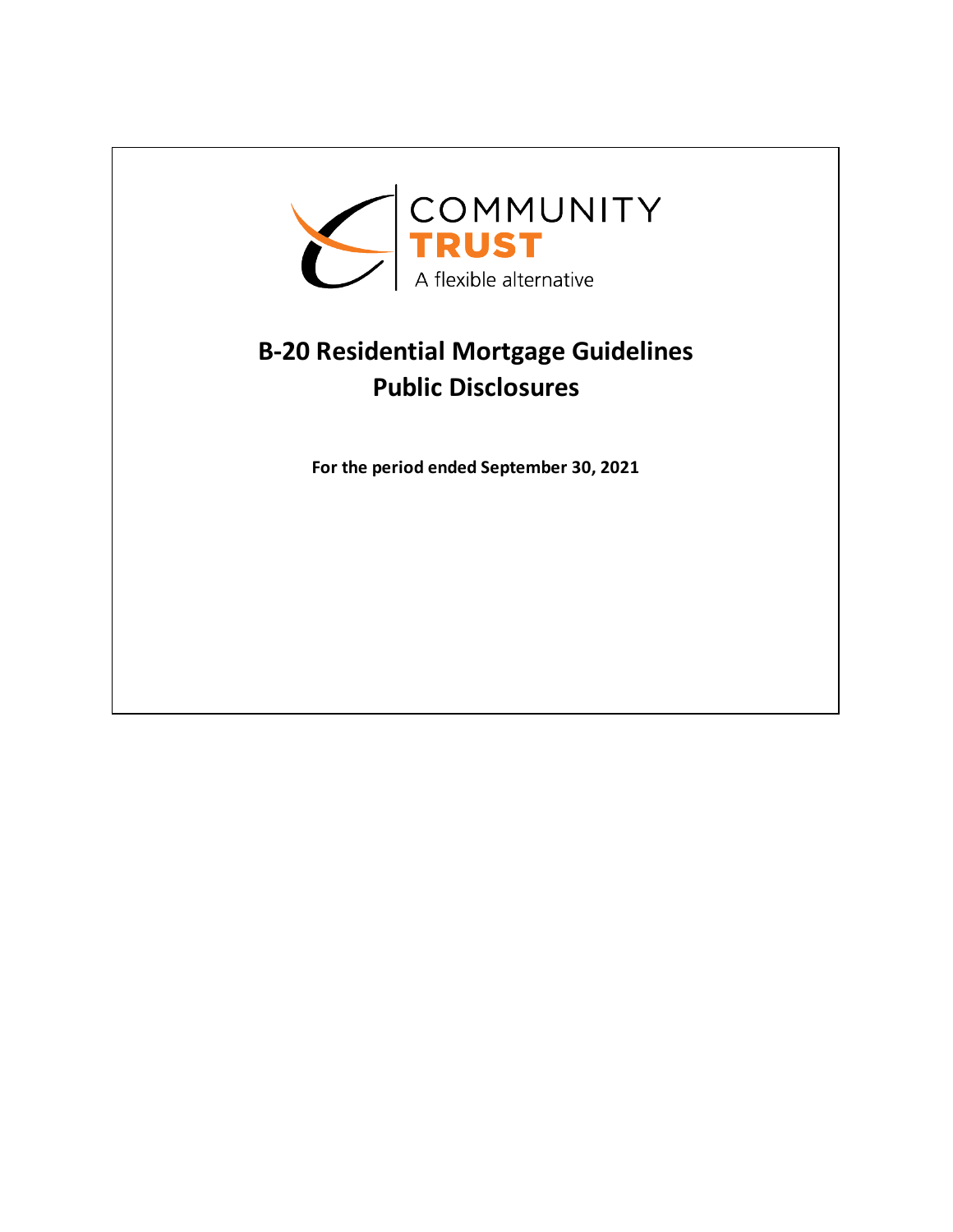COMMUNITY

TRUST

A flexible alternative

# B-20 Residential Mortgage Guidelines
# Public Disclosures

**For the period ended September 30, 2021**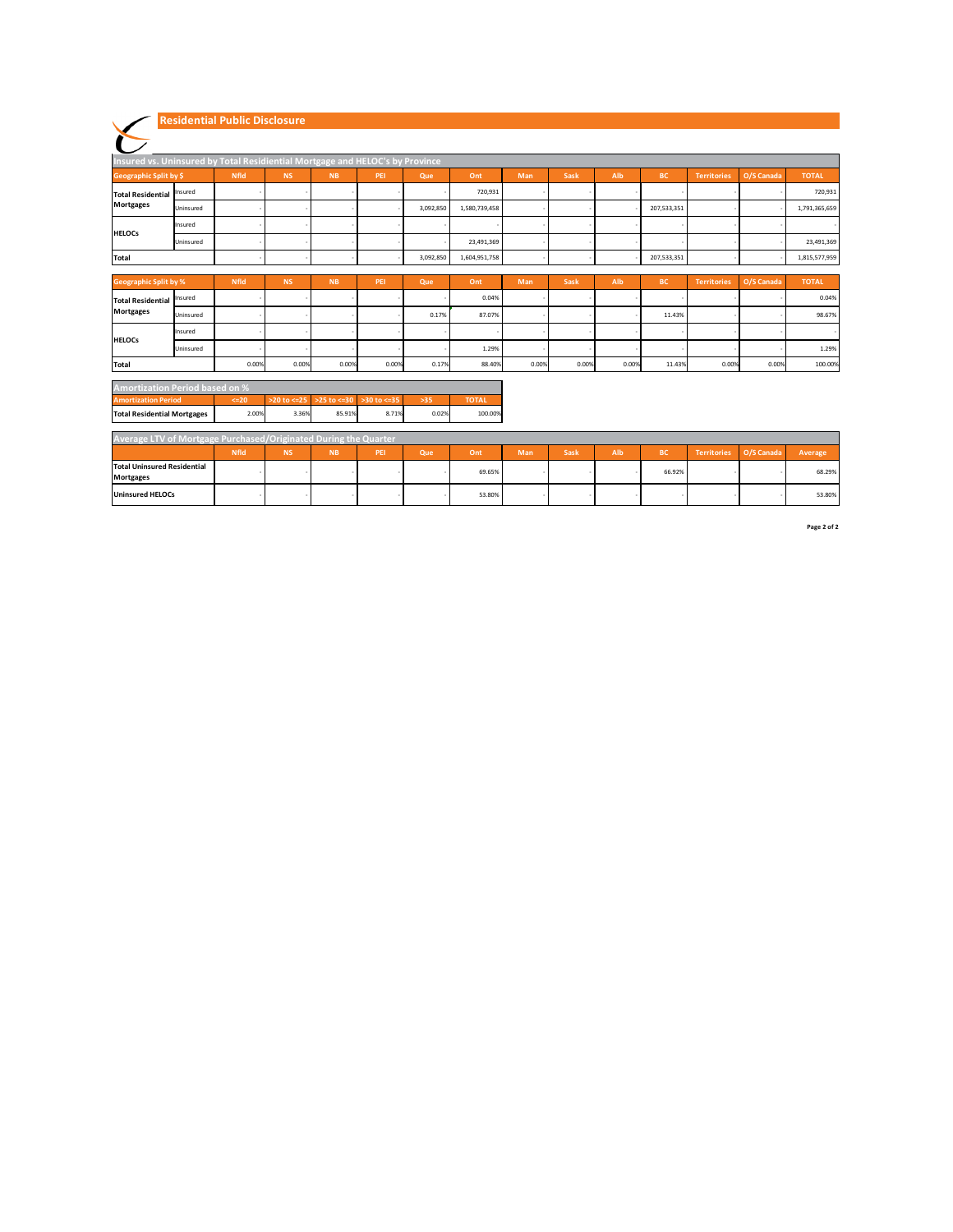## Residential Public Disclosure

### Insured vs. Uninsured by Total Residiential Mortgage and HELOC's by Province

| Geographic Split by $ | | Nfld | NS | NB | PEI | Que | Ont | Man | Sask | Alb | BC | Territories | O/S Canada | TOTAL |
|---|---|---|---|---|---|---|---|---|---|---|---|---|---|---|
| Total Residential Mortgages | Insured | - | - | - | - | - | 720,931 | - | - | - | - | - | - | 720,931 |
| | Uninsured | - | - | - | - | 3,092,850 | 1,580,739,458 | - | - | - | 207,533,351 | - | - | 1,791,365,659 |
| HELOCs | Insured | - | - | - | - | - | - | - | - | - | - | - | - | - |
| | Uninsured | - | - | - | - | - | 23,491,369 | - | - | - | - | - | - | 23,491,369 |
| Total | | - | - | - | - | 3,092,850 | 1,604,951,758 | - | - | - | 207,533,351 | - | - | 1,815,577,959 |

| Geographic Split by % | | Nfld | NS | NB | PEI | Que | Ont | Man | Sask | Alb | BC | Territories | O/S Canada | TOTAL |
|---|---|---|---|---|---|---|---|---|---|---|---|---|---|---|
| Total Residential Mortgages | Insured | - | - | - | - | - | 0.04% | - | - | - | - | - | - | 0.04% |
| | Uninsured | - | - | - | - | 0.17% | 87.07% | - | - | - | 11.43% | - | - | 98.67% |
| HELOCs | Insured | - | - | - | - | - | - | - | - | - | - | - | - | - |
| | Uninsured | - | - | - | - | - | 1.29% | - | - | - | - | - | - | 1.29% |
| Total | | 0.00% | 0.00% | 0.00% | 0.00% | 0.17% | 88.40% | 0.00% | 0.00% | 0.00% | 11.43% | 0.00% | 0.00% | 100.00% |

### Amortization Period based on %

| Amortization Period | <=20 | >20 to <=25 | >25 to <=30 | >30 to <=35 | >35 | TOTAL |
|---|---|---|---|---|---|---|
| Total Residential Mortgages | 2.00% | 3.36% | 85.91% | 8.71% | 0.02% | 100.00% |

### Average LTV of Mortgage Purchased/Originated During the Quarter

| | Nfld | NS | NB | PEI | Que | Ont | Man | Sask | Alb | BC | Territories | O/S Canada | Average |
|---|---|---|---|---|---|---|---|---|---|---|---|---|---|
| Total Uninsured Residential Mortgages | - | - | - | - | - | 69.65% | - | - | - | 66.92% | - | - | 68.29% |
| Uninsured HELOCs | - | - | - | - | - | 53.80% | - | - | - | - | - | - | 53.80% |